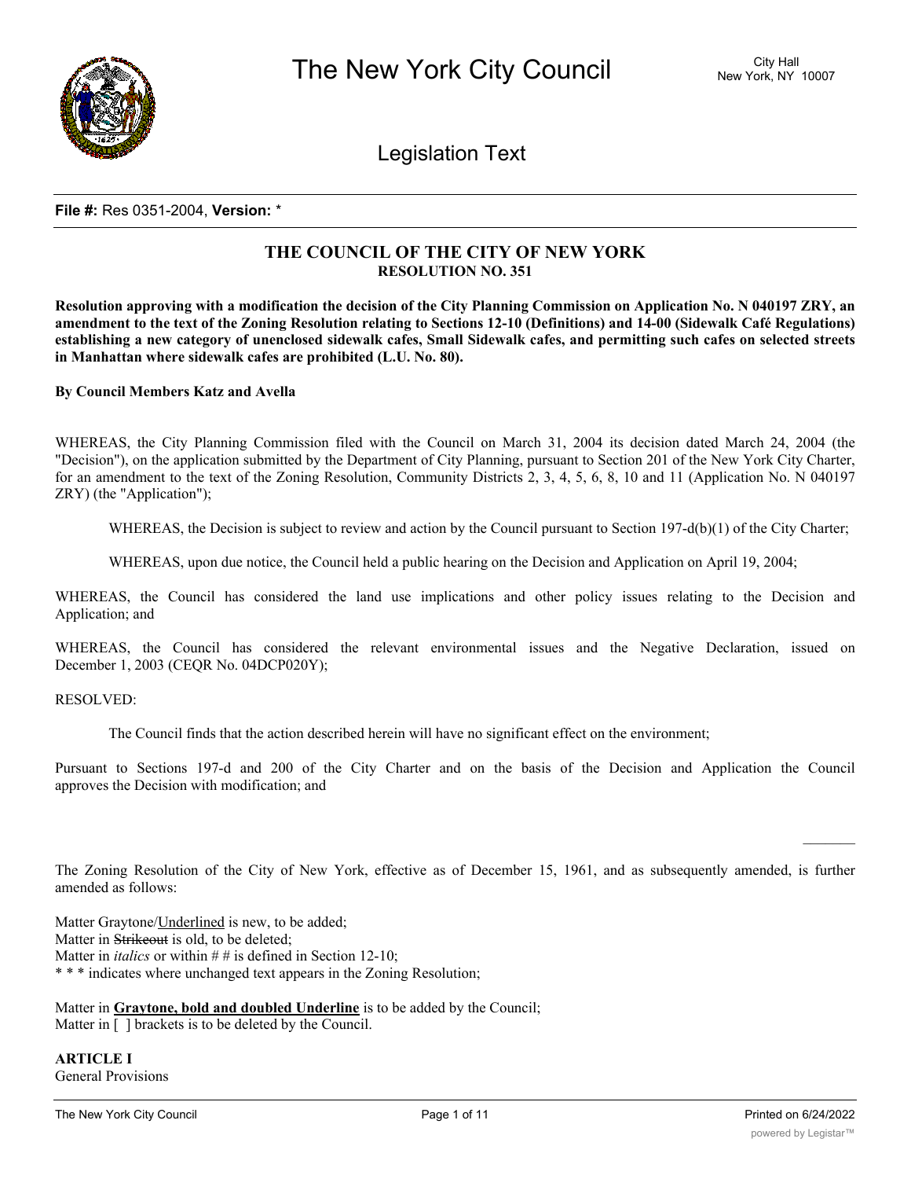# The New York City Council

City Hall
New York, NY 10007

## Legislation Text

**File #:** Res 0351-2004, **Version:** *

### THE COUNCIL OF THE CITY OF NEW YORK
**RESOLUTION NO. 351**

**Resolution approving with a modification the decision of the City Planning Commission on Application No. N 040197 ZRY, an amendment to the text of the Zoning Resolution relating to Sections 12-10 (Definitions) and 14-00 (Sidewalk Café Regulations) establishing a new category of unenclosed sidewalk cafes, Small Sidewalk cafes, and permitting such cafes on selected streets in Manhattan where sidewalk cafes are prohibited (L.U. No. 80).**

**By Council Members Katz and Avella**

WHEREAS, the City Planning Commission filed with the Council on March 31, 2004 its decision dated March 24, 2004 (the "Decision"), on the application submitted by the Department of City Planning, pursuant to Section 201 of the New York City Charter, for an amendment to the text of the Zoning Resolution, Community Districts 2, 3, 4, 5, 6, 8, 10 and 11 (Application No. N 040197 ZRY) (the "Application");

WHEREAS, the Decision is subject to review and action by the Council pursuant to Section 197-d(b)(1) of the City Charter;

WHEREAS, upon due notice, the Council held a public hearing on the Decision and Application on April 19, 2004;

WHEREAS, the Council has considered the land use implications and other policy issues relating to the Decision and Application; and

WHEREAS, the Council has considered the relevant environmental issues and the Negative Declaration, issued on December 1, 2003 (CEQR No. 04DCP020Y);

RESOLVED:

The Council finds that the action described herein will have no significant effect on the environment;

Pursuant to Sections 197-d and 200 of the City Charter and on the basis of the Decision and Application the Council approves the Decision with modification; and

The Zoning Resolution of the City of New York, effective as of December 15, 1961, and as subsequently amended, is further amended as follows:

Matter Graytone/Underlined is new, to be added;
Matter in ~~Strikeout~~ is old, to be deleted;
Matter in *italics* or within # # is defined in Section 12-10;
* * * indicates where unchanged text appears in the Zoning Resolution;

Matter in **Graytone, bold and doubled Underline** is to be added by the Council;
Matter in [ ] brackets is to be deleted by the Council.

**ARTICLE I**
General Provisions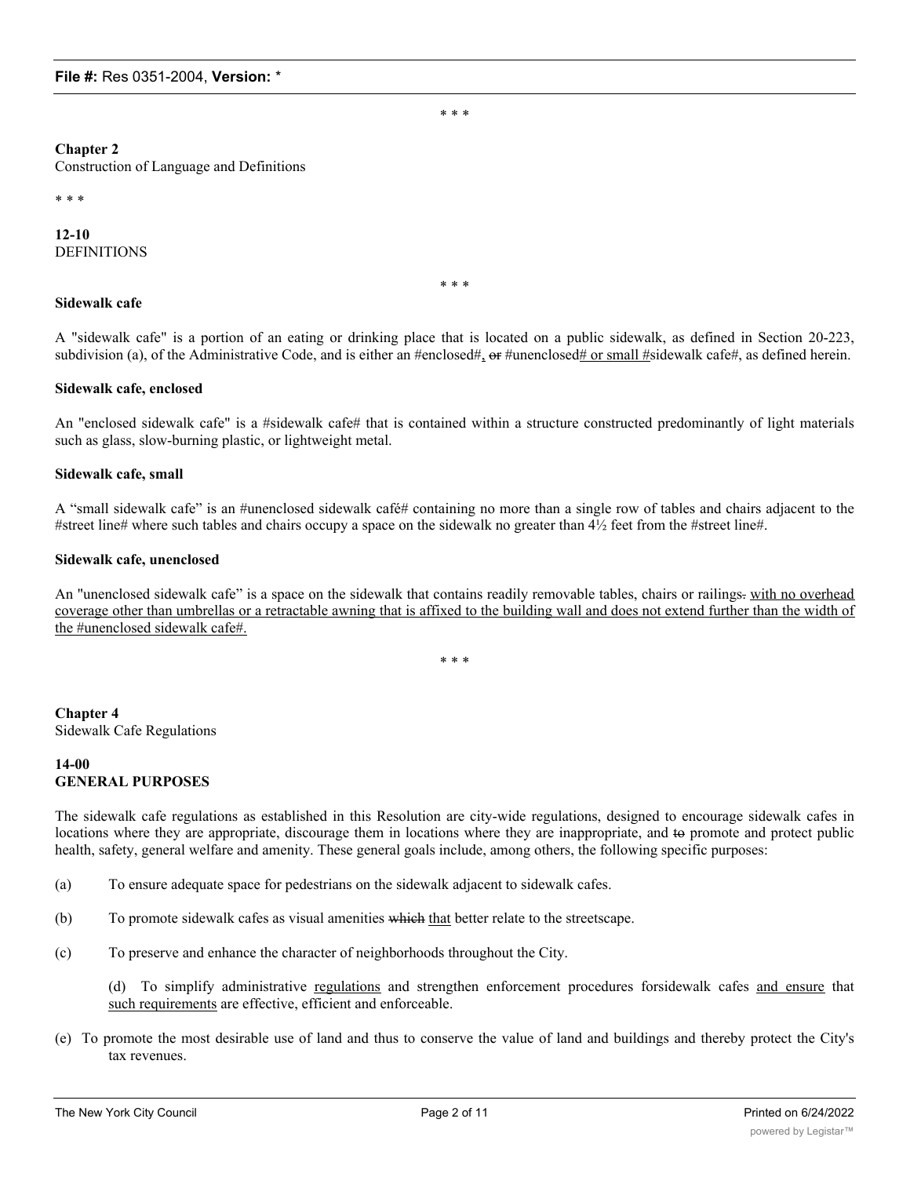\* \* \*

**Chapter 2**
Construction of Language and Definitions

\* \* \*

**12-10**
DEFINITIONS

\* \* \*

**Sidewalk cafe**

A "sidewalk cafe" is a portion of an eating or drinking place that is located on a public sidewalk, as defined in Section 20-223, subdivision (a), of the Administrative Code, and is either an #enclosed#, ~~or~~ #unenclosed<u># or small #</u>sidewalk cafe#, as defined herein.

**Sidewalk cafe, enclosed**

An "enclosed sidewalk cafe" is a #sidewalk cafe# that is contained within a structure constructed predominantly of light materials such as glass, slow-burning plastic, or lightweight metal.

**Sidewalk cafe, small**

A "small sidewalk cafe" is an #unenclosed sidewalk café# containing no more than a single row of tables and chairs adjacent to the #street line# where such tables and chairs occupy a space on the sidewalk no greater than 4½ feet from the #street line#.

**Sidewalk cafe, unenclosed**

An "unenclosed sidewalk cafe" is a space on the sidewalk that contains readily removable tables, chairs or railings~~.~~ <u>with no overhead coverage other than umbrellas or a retractable awning that is affixed to the building wall and does not extend further than the width of the #unenclosed sidewalk cafe#.</u>

\* \* \*

**Chapter 4**
Sidewalk Cafe Regulations

**14-00**
**GENERAL PURPOSES**

The sidewalk cafe regulations as established in this Resolution are city-wide regulations, designed to encourage sidewalk cafes in locations where they are appropriate, discourage them in locations where they are inappropriate, and ~~to~~ promote and protect public health, safety, general welfare and amenity. These general goals include, among others, the following specific purposes:

(a) To ensure adequate space for pedestrians on the sidewalk adjacent to sidewalk cafes.

(b) To promote sidewalk cafes as visual amenities ~~which~~ <u>that</u> better relate to the streetscape.

(c) To preserve and enhance the character of neighborhoods throughout the City.

(d) To simplify administrative <u>regulations</u> and strengthen enforcement procedures forsidewalk cafes <u>and ensure</u> that <u>such requirements</u> are effective, efficient and enforceable.

(e) To promote the most desirable use of land and thus to conserve the value of land and buildings and thereby protect the City's tax revenues.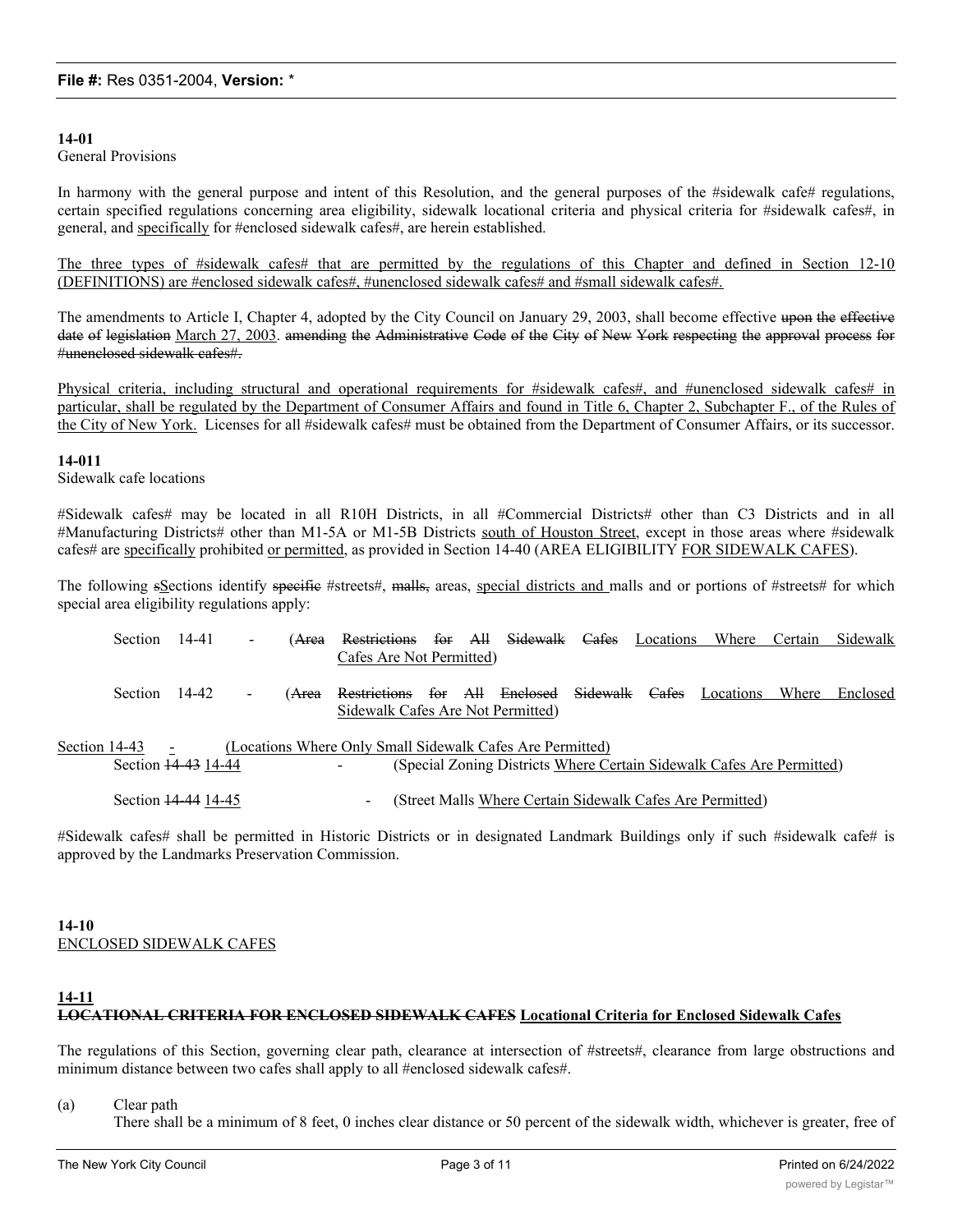**14-01**
General Provisions

In harmony with the general purpose and intent of this Resolution, and the general purposes of the #sidewalk cafe# regulations, certain specified regulations concerning area eligibility, sidewalk locational criteria and physical criteria for #sidewalk cafes#, in general, and <u>specifically</u> for #enclosed sidewalk cafes#, are herein established.

<u>The three types of #sidewalk cafes# that are permitted by the regulations of this Chapter and defined in Section 12-10 (DEFINITIONS) are #enclosed sidewalk cafes#, #unenclosed sidewalk cafes# and #small sidewalk cafes#.</u>

The amendments to Article I, Chapter 4, adopted by the City Council on January 29, 2003, shall become effective ~~upon the effective date of legislation~~ <u>March 27, 2003</u>. ~~amending the Administrative Code of the City of New York respecting the approval process for #unenclosed sidewalk cafes#.~~

<u>Physical criteria, including structural and operational requirements for #sidewalk cafes#, and #unenclosed sidewalk cafes# in particular, shall be regulated by the Department of Consumer Affairs and found in Title 6, Chapter 2, Subchapter F., of the Rules of the City of New York.</u> Licenses for all #sidewalk cafes# must be obtained from the Department of Consumer Affairs, or its successor.

**14-011**
Sidewalk cafe locations

#Sidewalk cafes# may be located in all R10H Districts, in all #Commercial Districts# other than C3 Districts and in all #Manufacturing Districts# other than M1-5A or M1-5B Districts <u>south of Houston Street</u>, except in those areas where #sidewalk cafes# are <u>specifically</u> prohibited <u>or permitted</u>, as provided in Section 14-40 (AREA ELIGIBILITY <u>FOR SIDEWALK CAFES</u>).

The following ~~s~~<u>S</u>ections identify ~~specific~~ #streets#, ~~malls,~~ areas, <u>special districts and</u> malls and or portions of #streets# for which special area eligibility regulations apply:

Section 14-41 - (~~Area Restrictions for All Sidewalk Cafes~~ <u>Locations Where Certain Sidewalk Cafes Are Not Permitted</u>)

Section 14-42 - (~~Area Restrictions for All Enclosed Sidewalk Cafes~~ <u>Locations Where Enclosed Sidewalk Cafes Are Not Permitted</u>)

<u>Section 14-43 - (Locations Where Only Small Sidewalk Cafes Are Permitted)</u>

Section ~~14-43~~ <u>14-44</u> - (Special Zoning Districts <u>Where Certain Sidewalk Cafes Are Permitted</u>)

Section ~~14-44~~ <u>14-45</u> - (Street Malls <u>Where Certain Sidewalk Cafes Are Permitted</u>)

#Sidewalk cafes# shall be permitted in Historic Districts or in designated Landmark Buildings only if such #sidewalk cafe# is approved by the Landmarks Preservation Commission.

**14-10**
<u>ENCLOSED SIDEWALK CAFES</u>

**<u>14-11</u>**
**~~LOCATIONAL CRITERIA FOR ENCLOSED SIDEWALK CAFES~~ <u>Locational Criteria for Enclosed Sidewalk Cafes</u>**

The regulations of this Section, governing clear path, clearance at intersection of #streets#, clearance from large obstructions and minimum distance between two cafes shall apply to all #enclosed sidewalk cafes#.

(a) Clear path
There shall be a minimum of 8 feet, 0 inches clear distance or 50 percent of the sidewalk width, whichever is greater, free of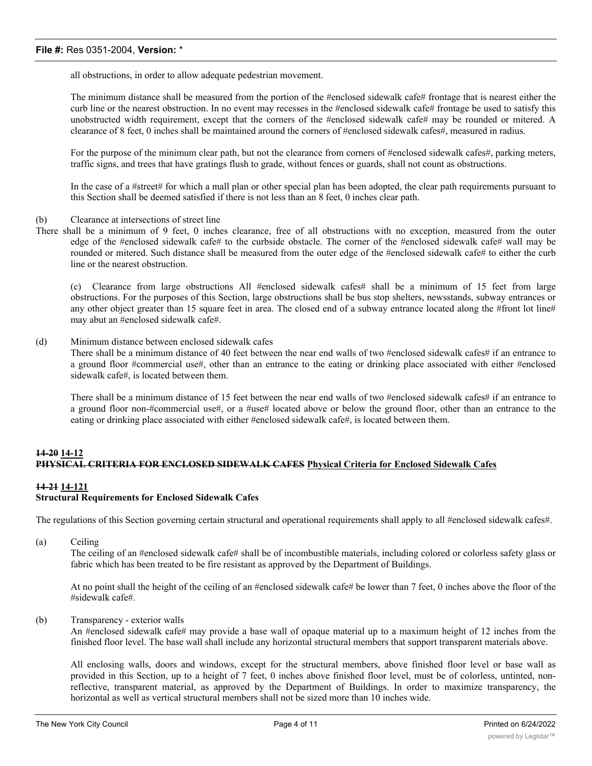all obstructions, in order to allow adequate pedestrian movement.

The minimum distance shall be measured from the portion of the #enclosed sidewalk cafe# frontage that is nearest either the curb line or the nearest obstruction. In no event may recesses in the #enclosed sidewalk cafe# frontage be used to satisfy this unobstructed width requirement, except that the corners of the #enclosed sidewalk cafe# may be rounded or mitered. A clearance of 8 feet, 0 inches shall be maintained around the corners of #enclosed sidewalk cafes#, measured in radius.

For the purpose of the minimum clear path, but not the clearance from corners of #enclosed sidewalk cafes#, parking meters, traffic signs, and trees that have gratings flush to grade, without fences or guards, shall not count as obstructions.

In the case of a #street# for which a mall plan or other special plan has been adopted, the clear path requirements pursuant to this Section shall be deemed satisfied if there is not less than an 8 feet, 0 inches clear path.

(b) Clearance at intersections of street line

There shall be a minimum of 9 feet, 0 inches clearance, free of all obstructions with no exception, measured from the outer edge of the #enclosed sidewalk cafe# to the curbside obstacle. The corner of the #enclosed sidewalk cafe# wall may be rounded or mitered. Such distance shall be measured from the outer edge of the #enclosed sidewalk cafe# to either the curb line or the nearest obstruction.

(c) Clearance from large obstructions All #enclosed sidewalk cafes# shall be a minimum of 15 feet from large obstructions. For the purposes of this Section, large obstructions shall be bus stop shelters, newsstands, subway entrances or any other object greater than 15 square feet in area. The closed end of a subway entrance located along the #front lot line# may abut an #enclosed sidewalk cafe#.

(d) Minimum distance between enclosed sidewalk cafes

There shall be a minimum distance of 40 feet between the near end walls of two #enclosed sidewalk cafes# if an entrance to a ground floor #commercial use#, other than an entrance to the eating or drinking place associated with either #enclosed sidewalk cafe#, is located between them.

There shall be a minimum distance of 15 feet between the near end walls of two #enclosed sidewalk cafes# if an entrance to a ground floor non-#commercial use#, or a #use# located above or below the ground floor, other than an entrance to the eating or drinking place associated with either #enclosed sidewalk cafe#, is located between them.

**~~14-20~~ 14-12**
**~~PHYSICAL CRITERIA FOR ENCLOSED SIDEWALK CAFES~~ Physical Criteria for Enclosed Sidewalk Cafes**

**~~14-21~~ 14-121**
**Structural Requirements for Enclosed Sidewalk Cafes**

The regulations of this Section governing certain structural and operational requirements shall apply to all #enclosed sidewalk cafes#.

(a) Ceiling

The ceiling of an #enclosed sidewalk cafe# shall be of incombustible materials, including colored or colorless safety glass or fabric which has been treated to be fire resistant as approved by the Department of Buildings.

At no point shall the height of the ceiling of an #enclosed sidewalk cafe# be lower than 7 feet, 0 inches above the floor of the #sidewalk cafe#.

(b) Transparency - exterior walls

An #enclosed sidewalk cafe# may provide a base wall of opaque material up to a maximum height of 12 inches from the finished floor level. The base wall shall include any horizontal structural members that support transparent materials above.

All enclosing walls, doors and windows, except for the structural members, above finished floor level or base wall as provided in this Section, up to a height of 7 feet, 0 inches above finished floor level, must be of colorless, untinted, non-reflective, transparent material, as approved by the Department of Buildings. In order to maximize transparency, the horizontal as well as vertical structural members shall not be sized more than 10 inches wide.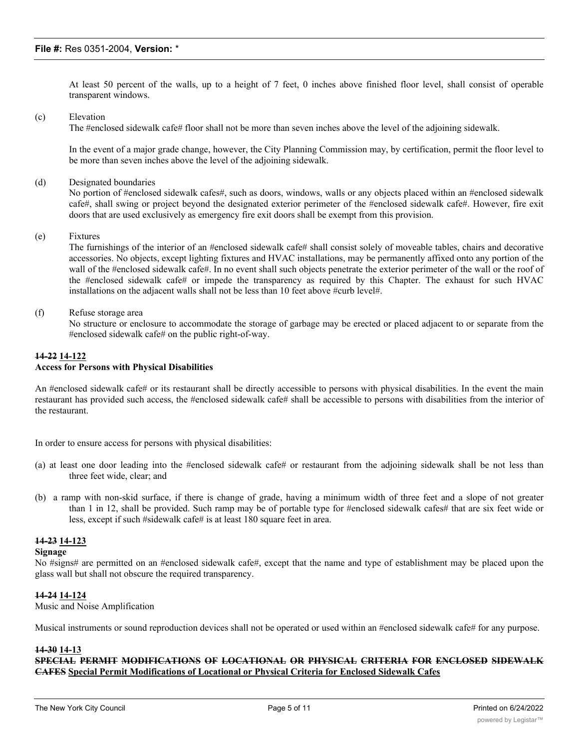At least 50 percent of the walls, up to a height of 7 feet, 0 inches above finished floor level, shall consist of operable transparent windows.

(c) Elevation

The #enclosed sidewalk cafe# floor shall not be more than seven inches above the level of the adjoining sidewalk.

In the event of a major grade change, however, the City Planning Commission may, by certification, permit the floor level to be more than seven inches above the level of the adjoining sidewalk.

(d) Designated boundaries

No portion of #enclosed sidewalk cafes#, such as doors, windows, walls or any objects placed within an #enclosed sidewalk cafe#, shall swing or project beyond the designated exterior perimeter of the #enclosed sidewalk cafe#. However, fire exit doors that are used exclusively as emergency fire exit doors shall be exempt from this provision.

(e) Fixtures

The furnishings of the interior of an #enclosed sidewalk cafe# shall consist solely of moveable tables, chairs and decorative accessories. No objects, except lighting fixtures and HVAC installations, may be permanently affixed onto any portion of the wall of the #enclosed sidewalk cafe#. In no event shall such objects penetrate the exterior perimeter of the wall or the roof of the #enclosed sidewalk cafe# or impede the transparency as required by this Chapter. The exhaust for such HVAC installations on the adjacent walls shall not be less than 10 feet above #curb level#.

(f) Refuse storage area

No structure or enclosure to accommodate the storage of garbage may be erected or placed adjacent to or separate from the #enclosed sidewalk cafe# on the public right-of-way.

**~~14-22~~ 14-122**

**Access for Persons with Physical Disabilities**

An #enclosed sidewalk cafe# or its restaurant shall be directly accessible to persons with physical disabilities. In the event the main restaurant has provided such access, the #enclosed sidewalk cafe# shall be accessible to persons with disabilities from the interior of the restaurant.

In order to ensure access for persons with physical disabilities:

(a) at least one door leading into the #enclosed sidewalk cafe# or restaurant from the adjoining sidewalk shall be not less than three feet wide, clear; and

(b) a ramp with non-skid surface, if there is change of grade, having a minimum width of three feet and a slope of not greater than 1 in 12, shall be provided. Such ramp may be of portable type for #enclosed sidewalk cafes# that are six feet wide or less, except if such #sidewalk cafe# is at least 180 square feet in area.

**~~14-23~~ 14-123**

**Signage**

No #signs# are permitted on an #enclosed sidewalk cafe#, except that the name and type of establishment may be placed upon the glass wall but shall not obscure the required transparency.

**~~14-24~~ 14-124**

Music and Noise Amplification

Musical instruments or sound reproduction devices shall not be operated or used within an #enclosed sidewalk cafe# for any purpose.

**~~14-30~~ 14-13**

**~~SPECIAL PERMIT MODIFICATIONS OF LOCATIONAL OR PHYSICAL CRITERIA FOR ENCLOSED SIDEWALK CAFES~~ Special Permit Modifications of Locational or Physical Criteria for Enclosed Sidewalk Cafes**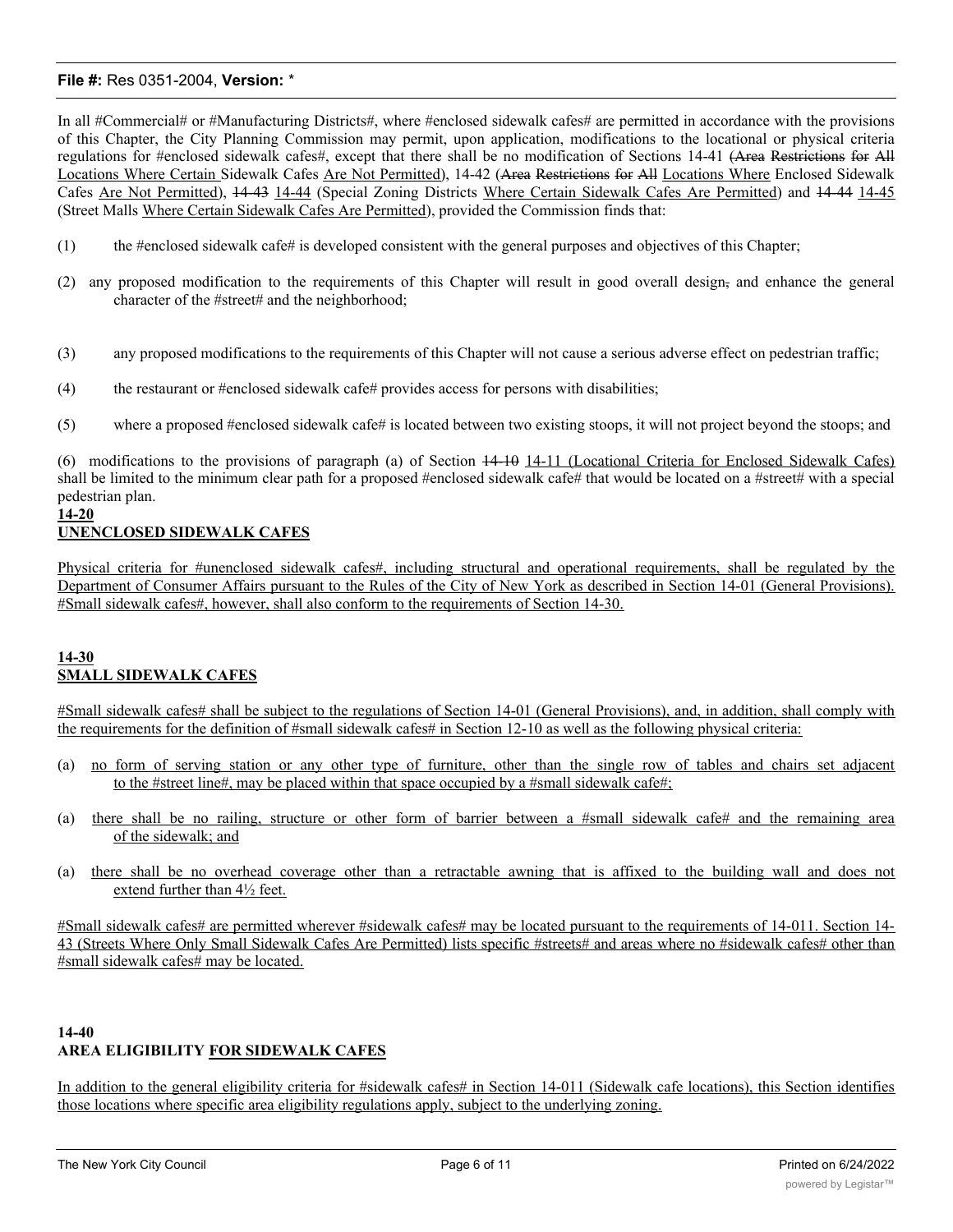In all #Commercial# or #Manufacturing Districts#, where #enclosed sidewalk cafes# are permitted in accordance with the provisions of this Chapter, the City Planning Commission may permit, upon application, modifications to the locational or physical criteria regulations for #enclosed sidewalk cafes#, except that there shall be no modification of Sections 14-41 (Area Restrictions for All Locations Where Certain Sidewalk Cafes Are Not Permitted), 14-42 (Area Restrictions for All Locations Where Enclosed Sidewalk Cafes Are Not Permitted), 14-43 14-44 (Special Zoning Districts Where Certain Sidewalk Cafes Are Permitted) and 14-44 14-45 (Street Malls Where Certain Sidewalk Cafes Are Permitted), provided the Commission finds that:

(1) the #enclosed sidewalk cafe# is developed consistent with the general purposes and objectives of this Chapter;

(2) any proposed modification to the requirements of this Chapter will result in good overall design, and enhance the general character of the #street# and the neighborhood;

(3) any proposed modifications to the requirements of this Chapter will not cause a serious adverse effect on pedestrian traffic;

(4) the restaurant or #enclosed sidewalk cafe# provides access for persons with disabilities;

(5) where a proposed #enclosed sidewalk cafe# is located between two existing stoops, it will not project beyond the stoops; and

(6) modifications to the provisions of paragraph (a) of Section 14-10 14-11 (Locational Criteria for Enclosed Sidewalk Cafes) shall be limited to the minimum clear path for a proposed #enclosed sidewalk cafe# that would be located on a #street# with a special pedestrian plan.

**14-20**
**UNENCLOSED SIDEWALK CAFES**

Physical criteria for #unenclosed sidewalk cafes#, including structural and operational requirements, shall be regulated by the Department of Consumer Affairs pursuant to the Rules of the City of New York as described in Section 14-01 (General Provisions). #Small sidewalk cafes#, however, shall also conform to the requirements of Section 14-30.

**14-30**
**SMALL SIDEWALK CAFES**

#Small sidewalk cafes# shall be subject to the regulations of Section 14-01 (General Provisions), and, in addition, shall comply with the requirements for the definition of #small sidewalk cafes# in Section 12-10 as well as the following physical criteria:

(a) no form of serving station or any other type of furniture, other than the single row of tables and chairs set adjacent to the #street line#, may be placed within that space occupied by a #small sidewalk cafe#;

(a) there shall be no railing, structure or other form of barrier between a #small sidewalk cafe# and the remaining area of the sidewalk; and

(a) there shall be no overhead coverage other than a retractable awning that is affixed to the building wall and does not extend further than 4½ feet.

#Small sidewalk cafes# are permitted wherever #sidewalk cafes# may be located pursuant to the requirements of 14-011. Section 14-43 (Streets Where Only Small Sidewalk Cafes Are Permitted) lists specific #streets# and areas where no #sidewalk cafes# other than #small sidewalk cafes# may be located.

**14-40**
**AREA ELIGIBILITY FOR SIDEWALK CAFES**

In addition to the general eligibility criteria for #sidewalk cafes# in Section 14-011 (Sidewalk cafe locations), this Section identifies those locations where specific area eligibility regulations apply, subject to the underlying zoning.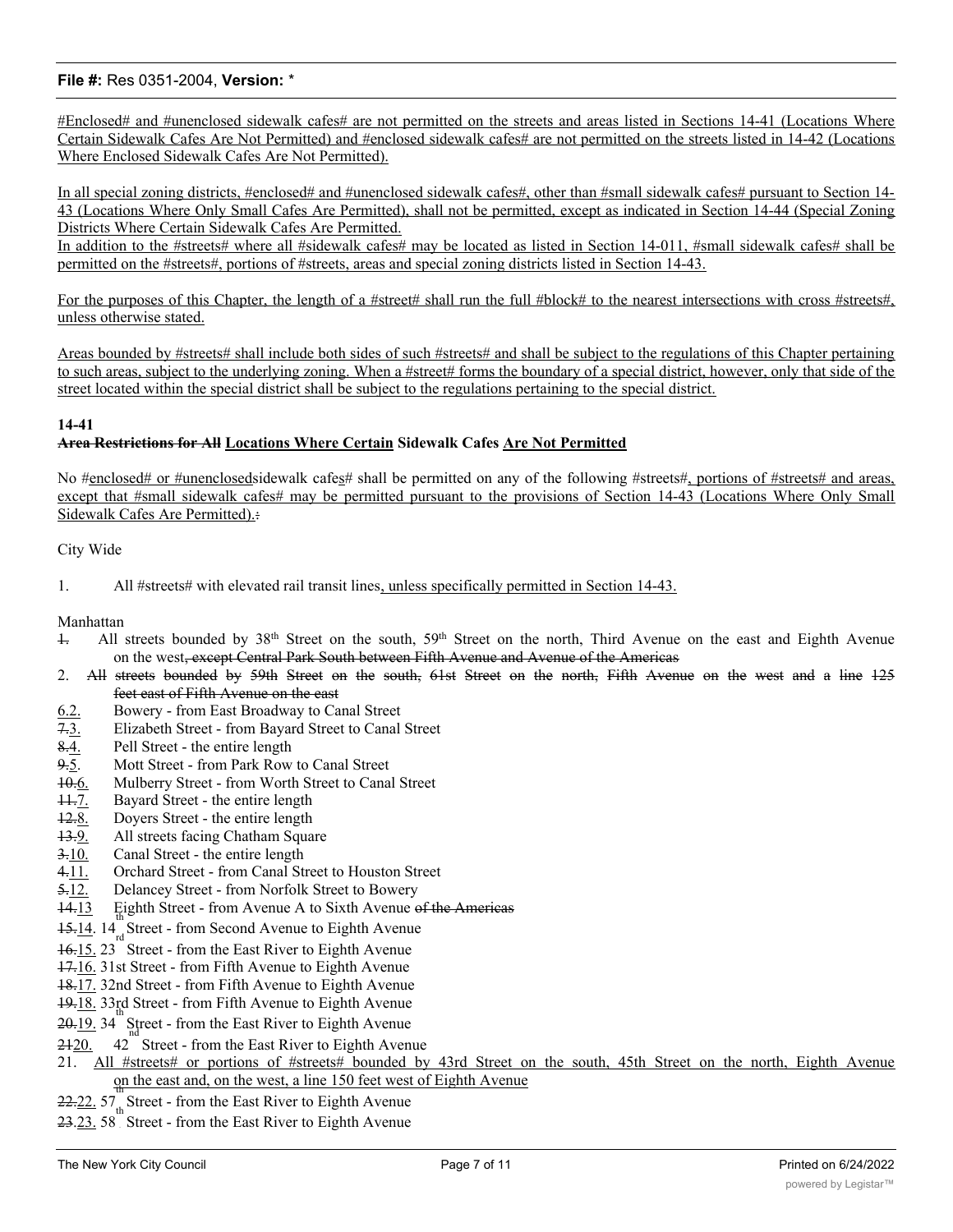#Enclosed# and #unenclosed sidewalk cafes# are not permitted on the streets and areas listed in Sections 14-41 (Locations Where Certain Sidewalk Cafes Are Not Permitted) and #enclosed sidewalk cafes# are not permitted on the streets listed in 14-42 (Locations Where Enclosed Sidewalk Cafes Are Not Permitted).

In all special zoning districts, #enclosed# and #unenclosed sidewalk cafes#, other than #small sidewalk cafes# pursuant to Section 14-43 (Locations Where Only Small Cafes Are Permitted), shall not be permitted, except as indicated in Section 14-44 (Special Zoning Districts Where Certain Sidewalk Cafes Are Permitted.
In addition to the #streets# where all #sidewalk cafes# may be located as listed in Section 14-011, #small sidewalk cafes# shall be permitted on the #streets#, portions of #streets, areas and special zoning districts listed in Section 14-43.

For the purposes of this Chapter, the length of a #street# shall run the full #block# to the nearest intersections with cross #streets#, unless otherwise stated.

Areas bounded by #streets# shall include both sides of such #streets# and shall be subject to the regulations of this Chapter pertaining to such areas, subject to the underlying zoning. When a #street# forms the boundary of a special district, however, only that side of the street located within the special district shall be subject to the regulations pertaining to the special district.

**14-41**
**~~Area Restrictions for All~~ Locations Where Certain Sidewalk Cafes Are Not Permitted**

No #enclosed# or #unenclosedsidewalk cafes# shall be permitted on any of the following #streets#, portions of #streets# and areas, except that #small sidewalk cafes# may be permitted pursuant to the provisions of Section 14-43 (Locations Where Only Small Sidewalk Cafes Are Permitted).~~:~~

City Wide

1. All #streets# with elevated rail transit lines, unless specifically permitted in Section 14-43.

Manhattan

~~1.~~ All streets bounded by 38th Street on the south, 59th Street on the north, Third Avenue on the east and Eighth Avenue on the west~~, except Central Park South between Fifth Avenue and Avenue of the Americas~~

~~2. All streets bounded by 59th Street on the south, 61st Street on the north, Fifth Avenue on the west and a line 125 feet east of Fifth Avenue on the east~~

~~6.~~2. Bowery - from East Broadway to Canal Street
~~7.~~3. Elizabeth Street - from Bayard Street to Canal Street
~~8.~~4. Pell Street - the entire length
~~9.~~5. Mott Street - from Park Row to Canal Street
~~10.~~6. Mulberry Street - from Worth Street to Canal Street
~~11.~~7. Bayard Street - the entire length
~~12.~~8. Doyers Street - the entire length
~~13.~~9. All streets facing Chatham Square
~~3.~~10. Canal Street - the entire length
~~4.~~11. Orchard Street - from Canal Street to Houston Street
~~5.~~12. Delancey Street - from Norfolk Street to Bowery
~~14.~~13 Eighth Street - from Avenue A to Sixth Avenue ~~of the Americas~~
~~15.~~14. 14th Street - from Second Avenue to Eighth Avenue
~~16.~~15. 23rd Street - from the East River to Eighth Avenue
~~17.~~16. 31st Street - from Fifth Avenue to Eighth Avenue
~~18.~~17. 32nd Street - from Fifth Avenue to Eighth Avenue
~~19.~~18. 33rd Street - from Fifth Avenue to Eighth Avenue
~~20.~~19. 34th Street - from the East River to Eighth Avenue
~~21~~20. 42nd Street - from the East River to Eighth Avenue
21. All #streets# or portions of #streets# bounded by 43rd Street on the south, 45th Street on the north, Eighth Avenue on the east and, on the west, a line 150 feet west of Eighth Avenue
~~22.~~22. 57th Street - from the East River to Eighth Avenue
~~23.~~23. 58th Street - from the East River to Eighth Avenue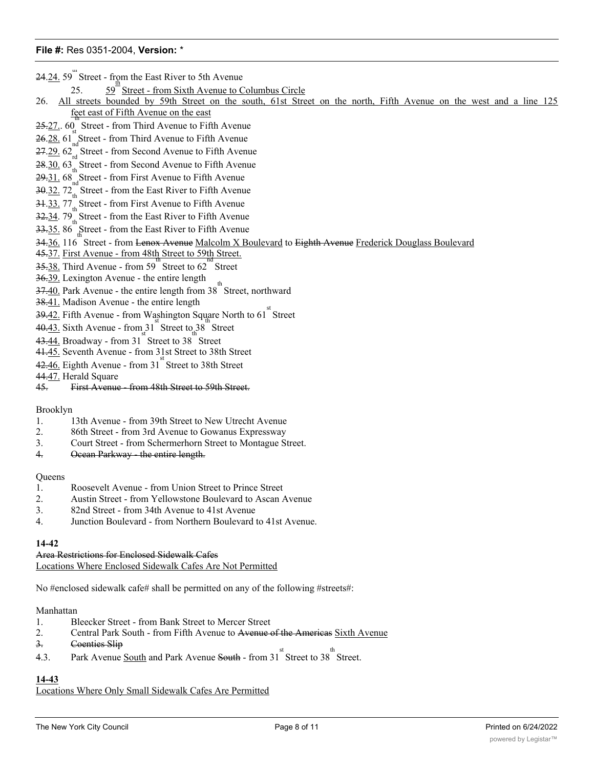~~24~~.24. 59th Street - from the East River to 5th Avenue

25. 59th Street - from Sixth Avenue to Columbus Circle

26. All streets bounded by 59th Street on the south, 61st Street on the north, Fifth Avenue on the west and a line 125 feet east of Fifth Avenue on the east

~~25~~.27.. 60th Street - from Third Avenue to Fifth Avenue

~~26~~.28. 61st Street - from Third Avenue to Fifth Avenue

~~27~~.29. 62nd Street - from Second Avenue to Fifth Avenue

~~28~~.30. 63rd Street - from Second Avenue to Fifth Avenue

~~29~~.31. 68th Street - from First Avenue to Fifth Avenue

~~30~~.32. 72nd Street - from the East River to Fifth Avenue

~~31~~.33. 77th Street - from First Avenue to Fifth Avenue

~~32~~.34. 79th Street - from the East River to Fifth Avenue

~~33~~.35. 86th Street - from the East River to Fifth Avenue

~~34~~.36. 116th Street - from ~~Lenox Avenue~~ Malcolm X Boulevard to ~~Eighth Avenue~~ Frederick Douglass Boulevard

~~45~~.37. First Avenue - from 48th Street to 59th Street.

~~35~~.38. Third Avenue - from 59th Street to 62nd Street

~~36~~.39. Lexington Avenue - the entire length

~~37~~.40. Park Avenue - the entire length from 38th Street, northward

~~38~~.41. Madison Avenue - the entire length

~~39~~.42. Fifth Avenue - from Washington Square North to 61st Street

~~40~~.43. Sixth Avenue - from 31st Street to 38th Street

~~43~~.44. Broadway - from 31st Street to 38th Street

~~41~~.45. Seventh Avenue - from 31st Street to 38th Street

~~42~~.46. Eighth Avenue - from 31st Street to 38th Street

~~44~~.47. Herald Square

~~45. First Avenue - from 48th Street to 59th Street.~~

Brooklyn

1. 13th Avenue - from 39th Street to New Utrecht Avenue
2. 86th Street - from 3rd Avenue to Gowanus Expressway
3. Court Street - from Schermerhorn Street to Montague Street.
4. ~~Ocean Parkway - the entire length.~~

Queens

1. Roosevelt Avenue - from Union Street to Prince Street
2. Austin Street - from Yellowstone Boulevard to Ascan Avenue
3. 82nd Street - from 34th Avenue to 41st Avenue
4. Junction Boulevard - from Northern Boulevard to 41st Avenue.

**14-42**

~~Area Restrictions for Enclosed Sidewalk Cafes~~

Locations Where Enclosed Sidewalk Cafes Are Not Permitted

No #enclosed sidewalk cafe# shall be permitted on any of the following #streets#:

Manhattan

1. Bleecker Street - from Bank Street to Mercer Street
2. Central Park South - from Fifth Avenue to ~~Avenue of the Americas~~ Sixth Avenue
3. ~~Coenties Slip~~

~~4~~.3. Park Avenue South and Park Avenue ~~South~~ - from 31st Street to 38th Street.

**14-43**

Locations Where Only Small Sidewalk Cafes Are Permitted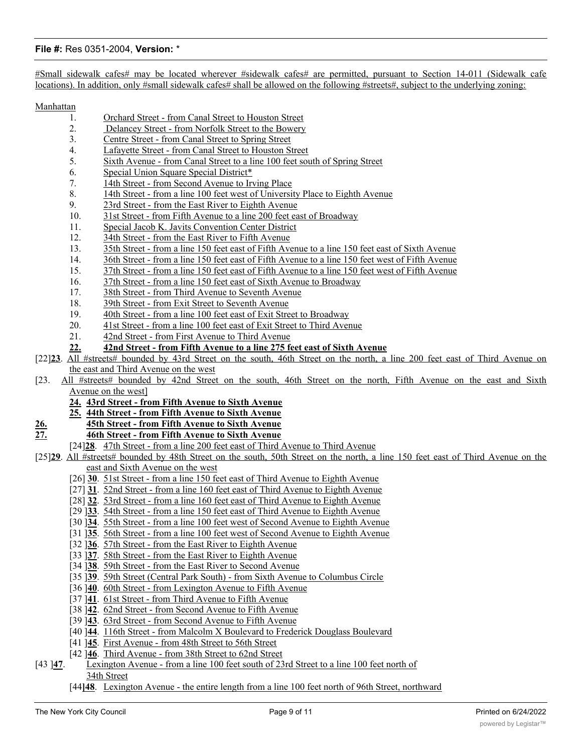#Small sidewalk cafes# may be located wherever #sidewalk cafes# are permitted, pursuant to Section 14-011 (Sidewalk cafe locations). In addition, only #small sidewalk cafes# shall be allowed on the following #streets#, subject to the underlying zoning:

Manhattan

1. Orchard Street - from Canal Street to Houston Street
2. Delancey Street - from Norfolk Street to the Bowery
3. Centre Street - from Canal Street to Spring Street
4. Lafayette Street - from Canal Street to Houston Street
5. Sixth Avenue - from Canal Street to a line 100 feet south of Spring Street
6. Special Union Square Special District*
7. 14th Street - from Second Avenue to Irving Place
8. 14th Street - from a line 100 feet west of University Place to Eighth Avenue
9. 23rd Street - from the East River to Eighth Avenue
10. 31st Street - from Fifth Avenue to a line 200 feet east of Broadway
11. Special Jacob K. Javits Convention Center District
12. 34th Street - from the East River to Fifth Avenue
13. 35th Street - from a line 150 feet east of Fifth Avenue to a line 150 feet east of Sixth Avenue
14. 36th Street - from a line 150 feet east of Fifth Avenue to a line 150 feet west of Fifth Avenue
15. 37th Street - from a line 150 feet east of Fifth Avenue to a line 150 feet west of Fifth Avenue
16. 37th Street - from a line 150 feet east of Sixth Avenue to Broadway
17. 38th Street - from Third Avenue to Seventh Avenue
18. 39th Street - from Exit Street to Seventh Avenue
19. 40th Street - from a line 100 feet east of Exit Street to Broadway
20. 41st Street - from a line 100 feet east of Exit Street to Third Avenue
21. 42nd Street - from First Avenue to Third Avenue

**22. 42nd Street - from Fifth Avenue to a line 275 feet east of Sixth Avenue**

[22]**23**. All #streets# bounded by 43rd Street on the south, 46th Street on the north, a line 200 feet east of Third Avenue on the east and Third Avenue on the west

[23. All #streets# bounded by 42nd Street on the south, 46th Street on the north, Fifth Avenue on the east and Sixth Avenue on the west]

**24. 43rd Street - from Fifth Avenue to Sixth Avenue**

**25. 44th Street - from Fifth Avenue to Sixth Avenue**

**26. 45th Street - from Fifth Avenue to Sixth Avenue**

**27. 46th Street - from Fifth Avenue to Sixth Avenue**

[24]**28**. 47th Street - from a line 200 feet east of Third Avenue to Third Avenue

[25]**29**. All #streets# bounded by 48th Street on the south, 50th Street on the north, a line 150 feet east of Third Avenue on the east and Sixth Avenue on the west

[26] **30**. 51st Street - from a line 150 feet east of Third Avenue to Eighth Avenue

[27] **31**. 52nd Street - from a line 160 feet east of Third Avenue to Eighth Avenue

[28] **32**. 53rd Street - from a line 160 feet east of Third Avenue to Eighth Avenue

[29 ]**33**. 54th Street - from a line 150 feet east of Third Avenue to Eighth Avenue

[30 ]**34**. 55th Street - from a line 100 feet west of Second Avenue to Eighth Avenue

[31 ]**35**. 56th Street - from a line 100 feet west of Second Avenue to Eighth Avenue

[32 ]**36**. 57th Street - from the East River to Eighth Avenue

[33 ]**37**. 58th Street - from the East River to Eighth Avenue

[34 ]**38**. 59th Street - from the East River to Second Avenue

[35 ]**39**. 59th Street (Central Park South) - from Sixth Avenue to Columbus Circle

[36 ]**40**. 60th Street - from Lexington Avenue to Fifth Avenue

[37 ]**41**. 61st Street - from Third Avenue to Fifth Avenue

[38 ]**42**. 62nd Street - from Second Avenue to Fifth Avenue

[39 ]**43**. 63rd Street - from Second Avenue to Fifth Avenue

[40 ]**44**. 116th Street - from Malcolm X Boulevard to Frederick Douglass Boulevard

[41 ]**45**. First Avenue - from 48th Street to 56th Street

[42 ]**46**. Third Avenue - from 38th Street to 62nd Street

[43 ]**47**. Lexington Avenue - from a line 100 feet south of 23rd Street to a line 100 feet north of 34th Street

[44]**48**. Lexington Avenue - the entire length from a line 100 feet north of 96th Street, northward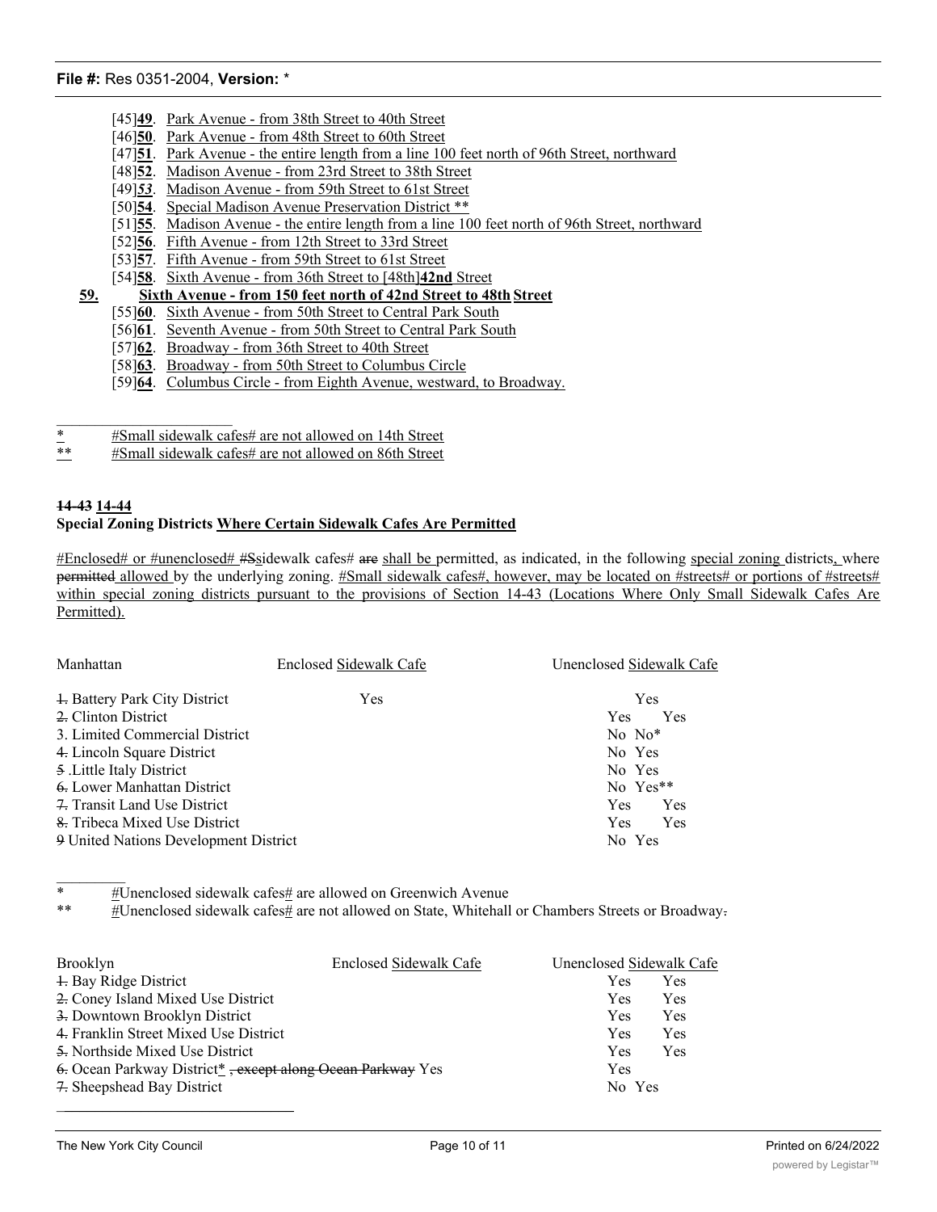[45]**49**. Park Avenue - from 38th Street to 40th Street
[46]**50**. Park Avenue - from 48th Street to 60th Street
[47]**51**. Park Avenue - the entire length from a line 100 feet north of 96th Street, northward
[48]**52**. Madison Avenue - from 23rd Street to 38th Street
[49]***53***. Madison Avenue - from 59th Street to 61st Street
[50]**54**. Special Madison Avenue Preservation District **
[51]**55**. Madison Avenue - the entire length from a line 100 feet north of 96th Street, northward
[52]**56**. Fifth Avenue - from 12th Street to 33rd Street
[53]**57**. Fifth Avenue - from 59th Street to 61st Street
[54]**58**. Sixth Avenue - from 36th Street to [48th]**42nd** Street
**59. Sixth Avenue - from 150 feet north of 42nd Street to 48th Street**
[55]**60**. Sixth Avenue - from 50th Street to Central Park South
[56]**61**. Seventh Avenue - from 50th Street to Central Park South
[57]**62**. Broadway - from 36th Street to 40th Street
[58]**63**. Broadway - from 50th Street to Columbus Circle
[59]**64**. Columbus Circle - from Eighth Avenue, westward, to Broadway.

\* #Small sidewalk cafes# are not allowed on 14th Street
\*\* #Small sidewalk cafes# are not allowed on 86th Street

**~~14-43~~ 14-44**
**Special Zoning Districts Where Certain Sidewalk Cafes Are Permitted**

#Enclosed# or #unenclosed# ~~#S~~sidewalk cafes# ~~are~~ shall be permitted, as indicated, in the following special zoning districts, where ~~permitted~~ allowed by the underlying zoning. #Small sidewalk cafes#, however, may be located on #streets# or portions of #streets# within special zoning districts pursuant to the provisions of Section 14-43 (Locations Where Only Small Sidewalk Cafes Are Permitted).

| Manhattan | Enclosed Sidewalk Cafe | Unenclosed Sidewalk Cafe |
|---|---|---|
| ~~1.~~ Battery Park City District | Yes | Yes |
| ~~2.~~ Clinton District | Yes | Yes |
| 3. Limited Commercial District | No | No* |
| ~~4.~~ Lincoln Square District | No | Yes |
| ~~5~~ .Little Italy District | No | Yes |
| ~~6.~~ Lower Manhattan District | No | Yes** |
| ~~7.~~ Transit Land Use District | Yes | Yes |
| ~~8.~~ Tribeca Mixed Use District | Yes | Yes |
| ~~9~~ United Nations Development District | No | Yes |

\* #Unenclosed sidewalk cafes# are allowed on Greenwich Avenue
\*\* #Unenclosed sidewalk cafes# are not allowed on State, Whitehall or Chambers Streets or Broadway~~.~~

| Brooklyn | Enclosed Sidewalk Cafe | Unenclosed Sidewalk Cafe |
|---|---|---|
| ~~1.~~ Bay Ridge District | Yes | Yes |
| ~~2.~~ Coney Island Mixed Use District | Yes | Yes |
| ~~3.~~ Downtown Brooklyn District | Yes | Yes |
| ~~4.~~ Franklin Street Mixed Use District | Yes | Yes |
| ~~5.~~ Northside Mixed Use District | Yes | Yes |
| ~~6.~~ Ocean Parkway District* ~~, except along Ocean Parkway~~ | Yes | Yes |
| ~~7.~~ Sheepshead Bay District | No | Yes |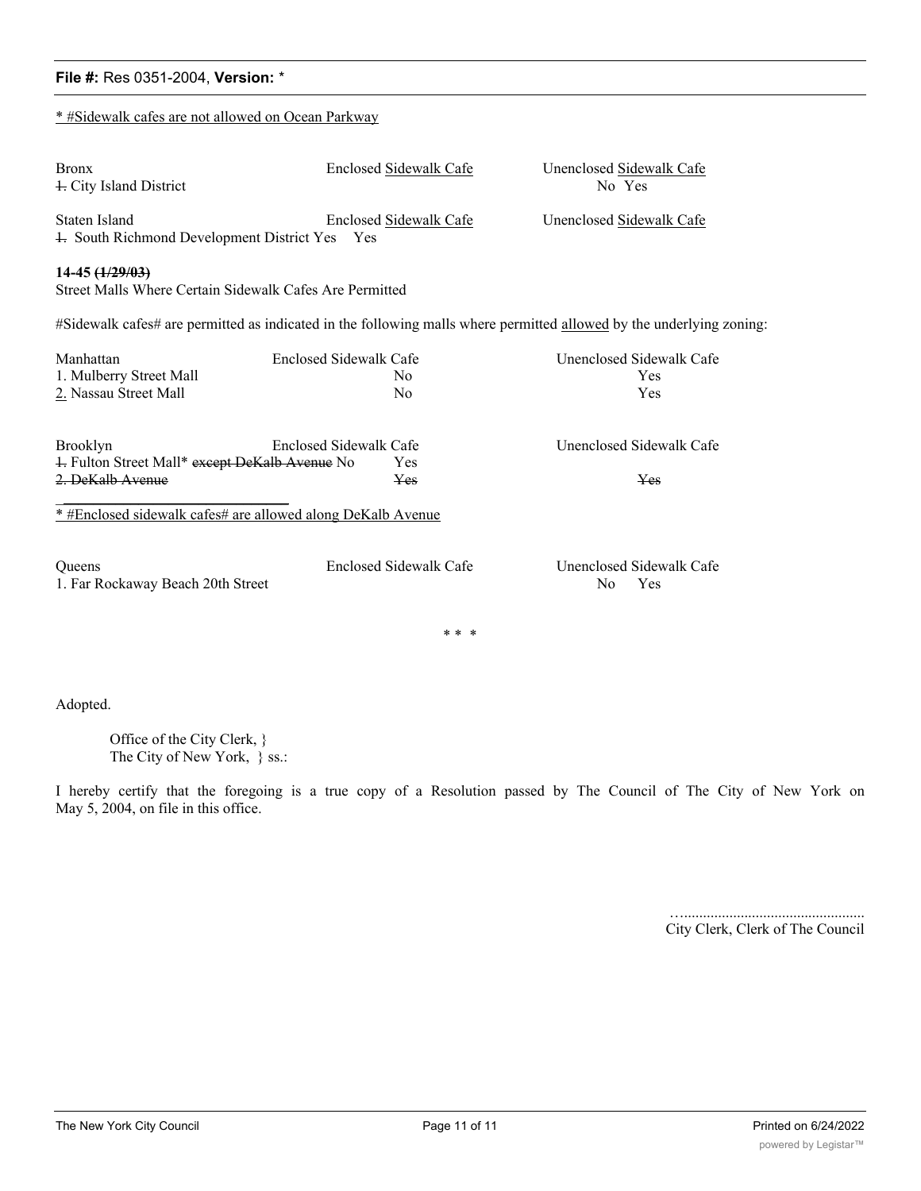* #Sidewalk cafes are not allowed on Ocean Parkway

| Bronx | Enclosed Sidewalk Cafe | Unenclosed Sidewalk Cafe |
| --- | --- | --- |
| ~~1.~~ City Island District | | No Yes |

| Staten Island | Enclosed Sidewalk Cafe | Unenclosed Sidewalk Cafe |
| --- | --- | --- |
| ~~1.~~ South Richmond Development District | Yes | Yes |

**14-45 ~~(1/29/03)~~**

Street Malls Where Certain Sidewalk Cafes Are Permitted

#Sidewalk cafes# are permitted as indicated in the following malls where permitted allowed by the underlying zoning:

| Manhattan | Enclosed Sidewalk Cafe | Unenclosed Sidewalk Cafe |
| --- | --- | --- |
| 1. Mulberry Street Mall | No | Yes |
| 2. Nassau Street Mall | No | Yes |

| Brooklyn | Enclosed Sidewalk Cafe | Unenclosed Sidewalk Cafe |
| --- | --- | --- |
| ~~1.~~ Fulton Street Mall* ~~except DeKalb Avenue~~ | No | Yes |
| ~~2. DeKalb Avenue~~ | ~~Yes~~ | ~~Yes~~ |

* #Enclosed sidewalk cafes# are allowed along DeKalb Avenue

| Queens | Enclosed Sidewalk Cafe | Unenclosed Sidewalk Cafe |
| --- | --- | --- |
| 1. Far Rockaway Beach 20th Street | | No Yes |

\* \* \*

Adopted.

Office of the City Clerk, }
The City of New York, } ss.:

I hereby certify that the foregoing is a true copy of a Resolution passed by The Council of The City of New York on May 5, 2004, on file in this office.

…..............................................
City Clerk, Clerk of The Council